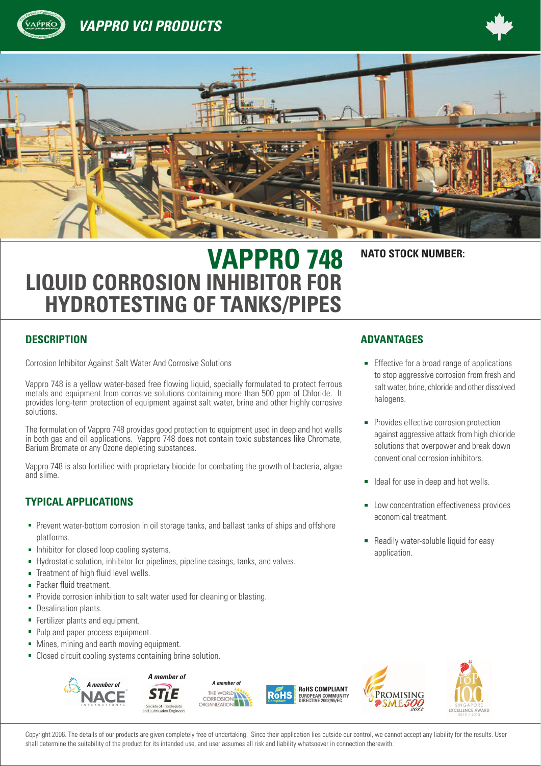# VAPPRO VCI PRODUCTS

# VAPPRO 748
## LIQUID CORROSION INHIBITOR FOR HYDROTESTING OF TANKS/PIPES

**NATO STOCK NUMBER:**

## DESCRIPTION

Corrosion Inhibitor Against Salt Water And Corrosive Solutions

Vappro 748 is a yellow water-based free flowing liquid, specially formulated to protect ferrous metals and equipment from corrosive solutions containing more than 500 ppm of Chloride. It provides long-term protection of equipment against salt water, brine and other highly corrosive solutions.

The formulation of Vappro 748 provides good protection to equipment used in deep and hot wells in both gas and oil applications. Vappro 748 does not contain toxic substances like Chromate, Barium Bromate or any Ozone depleting substances.

Vappro 748 is also fortified with proprietary biocide for combating the growth of bacteria, algae and slime.

## TYPICAL APPLICATIONS

- Prevent water-bottom corrosion in oil storage tanks, and ballast tanks of ships and offshore platforms.
- Inhibitor for closed loop cooling systems.
- Hydrostatic solution, inhibitor for pipelines, pipeline casings, tanks, and valves.
- Treatment of high fluid level wells.
- Packer fluid treatment.
- Provide corrosion inhibition to salt water used for cleaning or blasting.
- Desalination plants.
- Fertilizer plants and equipment.
- Pulp and paper process equipment.
- Mines, mining and earth moving equipment.
- Closed circuit cooling systems containing brine solution.

## ADVANTAGES

- Effective for a broad range of applications to stop aggressive corrosion from fresh and salt water, brine, chloride and other dissolved halogens.
- Provides effective corrosion protection against aggressive attack from high chloride solutions that overpower and break down conventional corrosion inhibitors.
- Ideal for use in deep and hot wells.
- Low concentration effectiveness provides economical treatment.
- Readily water-soluble liquid for easy application.

A member of NACE International | A member of STLE Society of Tribologists and Lubrication Engineers | A member of The World Corrosion Organization | RoHS Compliant European Community Directive 2002/95/EC | Promising SME500 2012 | Singapore Top 100 Excellence Award 2012 / 2013

Copyright 2006. The details of our products are given completely free of undertaking. Since their application lies outside our control, we cannot accept any liability for the results. User shall determine the suitability of the product for its intended use, and user assumes all risk and liability whatsoever in connection therewith.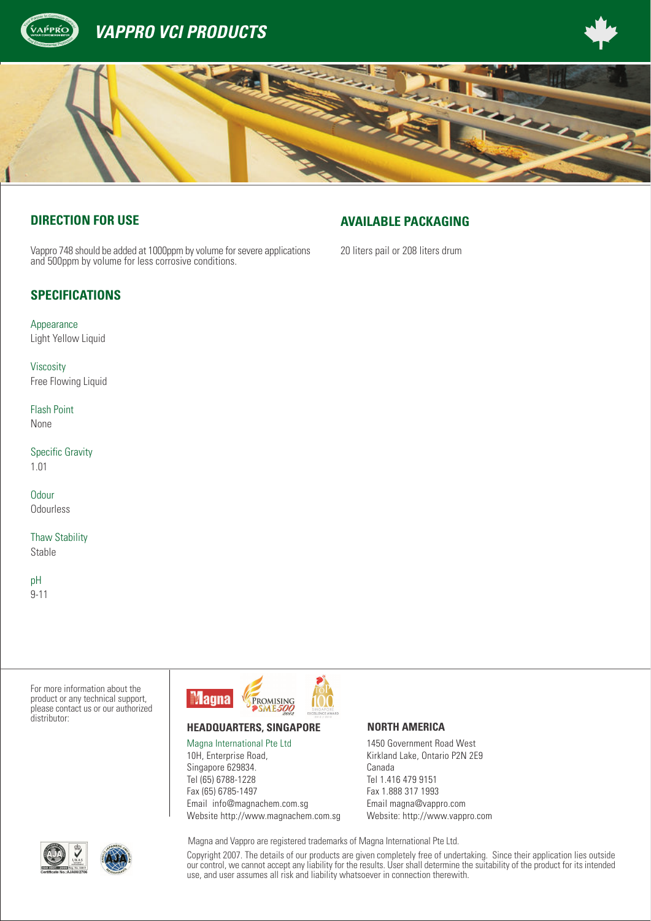## DIRECTION FOR USE

Vappro 748 should be added at 1000ppm by volume for severe applications and 500ppm by volume for less corrosive conditions.

## AVAILABLE PACKAGING

20 liters pail or 208 liters drum

## SPECIFICATIONS

Appearance
Light Yellow Liquid

Viscosity
Free Flowing Liquid

Flash Point
None

Specific Gravity
1.01

Odour
Odourless

Thaw Stability
Stable

pH
9-11

For more information about the product or any technical support, please contact us or our authorized distributor:

### HEADQUARTERS, SINGAPORE

Magna International Pte Ltd
10H, Enterprise Road,
Singapore 629834.
Tel (65) 6788-1228
Fax (65) 6785-1497
Email info@magnachem.com.sg
Website http://www.magnachem.com.sg

### NORTH AMERICA

1450 Government Road West
Kirkland Lake, Ontario P2N 2E9
Canada
Tel 1.416 479 9151
Fax 1.888 317 1993
Email magna@vappro.com
Website: http://www.vappro.com

Magna and Vappro are registered trademarks of Magna International Pte Ltd.

Copyright 2007. The details of our products are given completely free of undertaking. Since their application lies outside our control, we cannot accept any liability for the results. User shall determine the suitability of the product for its intended use, and user assumes all risk and liability whatsoever in connection therewith.